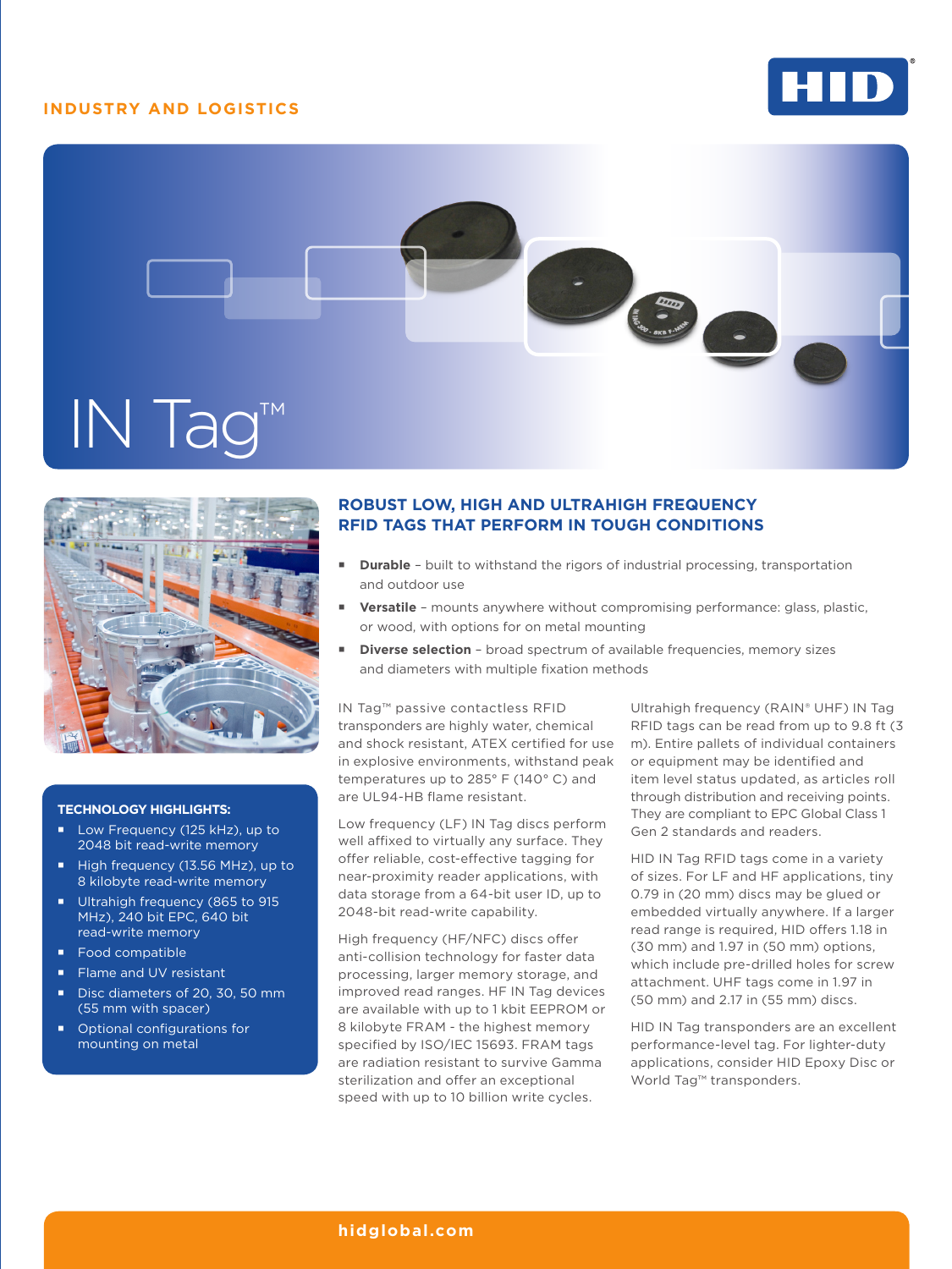INDUSTRY AND LOGISTICS

# IN Tag™

## ROBUST LOW, HIGH AND ULTRAHIGH FREQUENCY RFID TAGS THAT PERFORM IN TOUGH CONDITIONS

- **Durable** – built to withstand the rigors of industrial processing, transportation and outdoor use
- **Versatile** – mounts anywhere without compromising performance: glass, plastic, or wood, with options for on metal mounting
- **Diverse selection** – broad spectrum of available frequencies, memory sizes and diameters with multiple fixation methods

IN Tag™ passive contactless RFID transponders are highly water, chemical and shock resistant, ATEX certified for use in explosive environments, withstand peak temperatures up to 285° F (140° C) and are UL94-HB flame resistant.

Low frequency (LF) IN Tag discs perform well affixed to virtually any surface. They offer reliable, cost-effective tagging for near-proximity reader applications, with data storage from a 64-bit user ID, up to 2048-bit read-write capability.

High frequency (HF/NFC) discs offer anti-collision technology for faster data processing, larger memory storage, and improved read ranges. HF IN Tag devices are available with up to 1 kbit EEPROM or 8 kilobyte FRAM - the highest memory specified by ISO/IEC 15693. FRAM tags are radiation resistant to survive Gamma sterilization and offer an exceptional speed with up to 10 billion write cycles.

Ultrahigh frequency (RAIN® UHF) IN Tag RFID tags can be read from up to 9.8 ft (3 m). Entire pallets of individual containers or equipment may be identified and item level status updated, as articles roll through distribution and receiving points. They are compliant to EPC Global Class 1 Gen 2 standards and readers.

HID IN Tag RFID tags come in a variety of sizes. For LF and HF applications, tiny 0.79 in (20 mm) discs may be glued or embedded virtually anywhere. If a larger read range is required, HID offers 1.18 in (30 mm) and 1.97 in (50 mm) options, which include pre-drilled holes for screw attachment. UHF tags come in 1.97 in (50 mm) and 2.17 in (55 mm) discs.

HID IN Tag transponders are an excellent performance-level tag. For lighter-duty applications, consider HID Epoxy Disc or World Tag™ transponders.

### TECHNOLOGY HIGHLIGHTS:

- Low Frequency (125 kHz), up to 2048 bit read-write memory
- High frequency (13.56 MHz), up to 8 kilobyte read-write memory
- Ultrahigh frequency (865 to 915 MHz), 240 bit EPC, 640 bit read-write memory
- Food compatible
- Flame and UV resistant
- Disc diameters of 20, 30, 50 mm (55 mm with spacer)
- Optional configurations for mounting on metal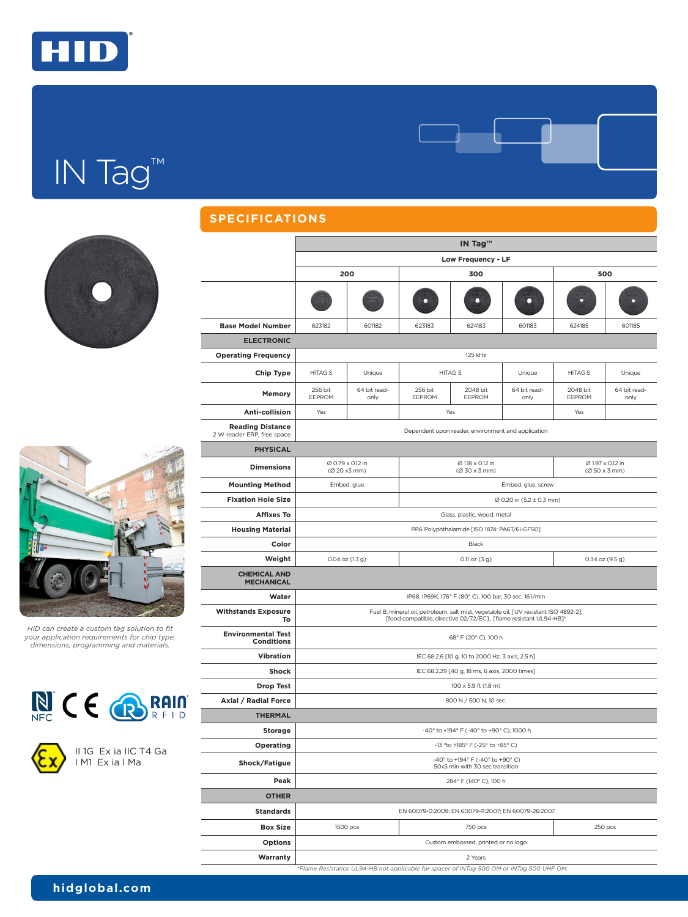# IN Tag™

## SPECIFICATIONS

| | IN Tag™ | | | | | | |
|---|---|---|---|---|---|---|---|
| | Low Frequency - LF | | | | | | |
| | 200 | | 300 | | | 500 | |
| **Base Model Number** | 623182 | 601182 | 623183 | 624183 | 601183 | 624185 | 601185 |
| **ELECTRONIC** | | | | | | | |
| **Operating Frequency** | 125 kHz | | | | | | |
| **Chip Type** | HITAG S | Unique | HITAG S | | Unique | HITAG S | Unique |
| **Memory** | 256 bit EEPROM | 64 bit read-only | 256 bit EEPROM | 2048 bit EEPROM | 64 bit read-only | 2048 bit EEPROM | 64 bit read-only |
| **Anti-collision** | Yes | | Yes | | | Yes | |
| **Reading Distance** 2 W reader ERP, free space | Dependent upon reader, environment and application | | | | | | |
| **PHYSICAL** | | | | | | | |
| **Dimensions** | Ø 0.79 x 0.12 in (Ø 20 x3 mm) | | Ø 1.18 x 0.12 in (Ø 30 x 3 mm) | | | Ø 1.97 x 0.12 in (Ø 50 x 3 mm) | |
| **Mounting Method** | Embed, glue | | Embed, glue, screw | | | | |
| **Fixation Hole Size** | | | Ø 0.20 in (5.2 ± 0.3 mm) | | | | |
| **Affixes To** | Glass, plastic, wood, metal | | | | | | |
| **Housing Material** | PPA Polyphthalamide [ISO 1874: PA6T/6I-GF50] | | | | | | |
| **Color** | Black | | | | | | |
| **Weight** | 0.04 oz (1.3 g) | | 0.11 oz (3 g) | | | 0.34 oz (9.5 g) | |
| **CHEMICAL AND MECHANICAL** | | | | | | | |
| **Water** | IP68, IP69K, 176° F (80° C), 100 bar, 30 sec. 16 l/min | | | | | | |
| **Withstands Exposure To** | Fuel B, mineral oil, petroleum, salt mist, vegetable oil, [UV resistant ISO 4892-2], [food compatible, directive 02/72/EC] , [flame resistant UL94-HB]* | | | | | | |
| **Environmental Test Conditions** | 68° F (20° C), 100 h | | | | | | |
| **Vibration** | IEC 68.2.6 [10 g, 10 to 2000 Hz, 3 axis, 2.5 h] | | | | | | |
| **Shock** | IEC 68.2.29 [40 g, 18 ms, 6 axis, 2000 times] | | | | | | |
| **Drop Test** | 100 x 5.9 ft (1.8 m) | | | | | | |
| **Axial / Radial Force** | 800 N / 500 N, 10 sec. | | | | | | |
| **THERMAL** | | | | | | | |
| **Storage** | -40° to +194° F (-40° to +90° C), 1000 h | | | | | | |
| **Operating** | -13 °to +185° F (-25° to +85° C) | | | | | | |
| **Shock/Fatigue** | -40° to +194° F (-40° to +90° C) 50x5 min with 30 sec transition | | | | | | |
| **Peak** | 284° F (140° C), 100 h | | | | | | |
| **OTHER** | | | | | | | |
| **Standards** | EN 60079-0:2009; EN 60079-11:2007; EN 60079-26:2007 | | | | | | |
| **Box Size** | 1500 pcs | | 750 pcs | | | 250 pcs | |
| **Options** | Custom embossed, printed or no logo | | | | | | |
| **Warranty** | 2 Years | | | | | | |

*Flame Resistance UL94-HB not applicable for spacer of INTag 500 OM or INTag 500 UHF OM.

*HID can create a custom tag solution to fit your application requirements for chip type, dimensions, programming and materials.*

II 1G Ex ia IIC T4 Ga
I M1 Ex ia I Ma

hidglobal.com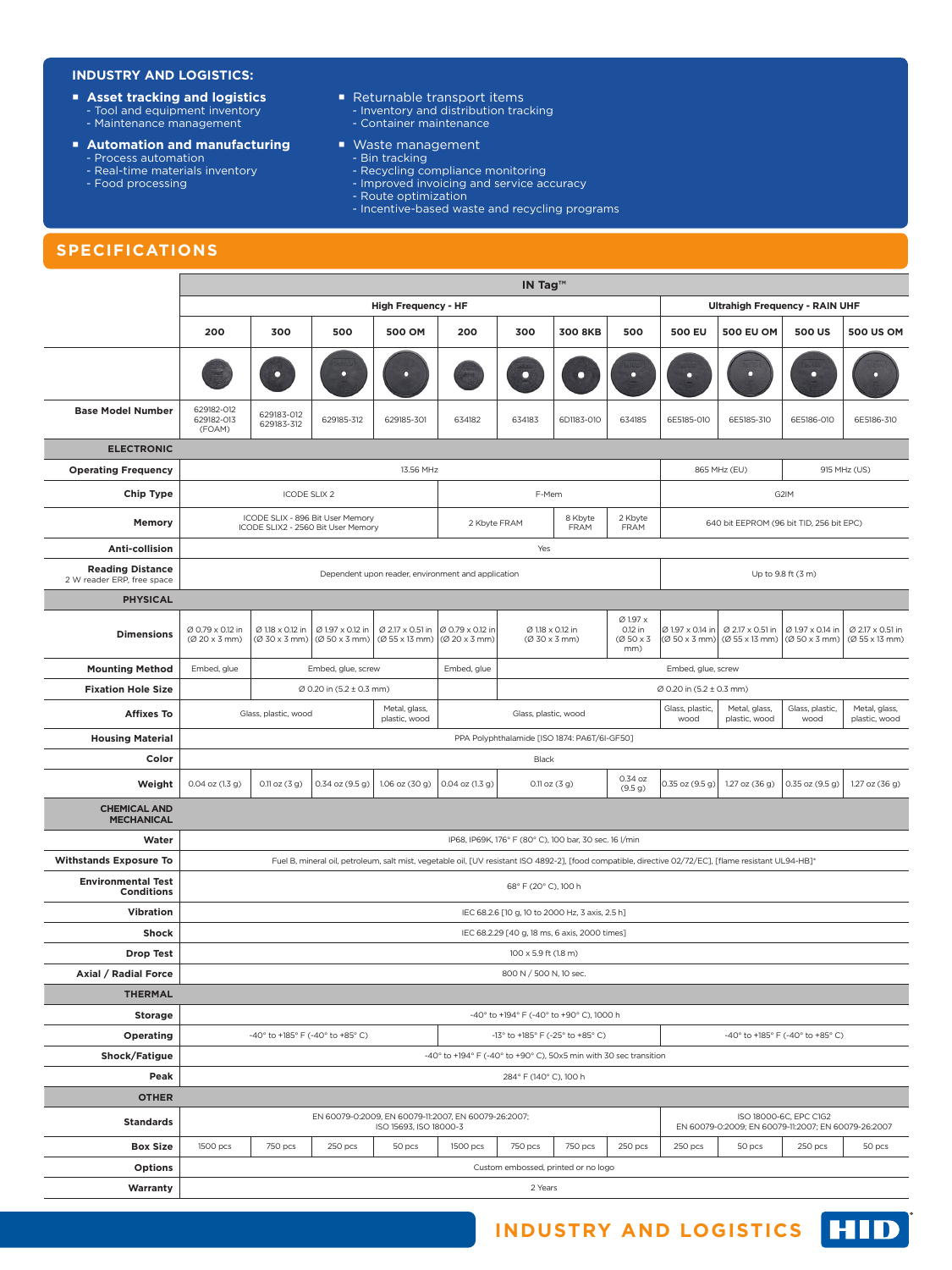## INDUSTRY AND LOGISTICS:

- **Asset tracking and logistics**
  - Tool and equipment inventory
  - Maintenance management
- **Automation and manufacturing**
  - Process automation
  - Real-time materials inventory
  - Food processing
- Returnable transport items
  - Inventory and distribution tracking
  - Container maintenance
- Waste management
  - Bin tracking
  - Recycling compliance monitoring
  - Improved invoicing and service accuracy
  - Route optimization
  - Incentive-based waste and recycling programs

## SPECIFICATIONS

| | IN Tag™ | | | | | | | | | | | |
|---|---|---|---|---|---|---|---|---|---|---|---|---|
| | High Frequency - HF | | | | | | | | Ultrahigh Frequency - RAIN UHF | | | |
| | 200 | 300 | 500 | 500 OM | 200 | 300 | 300 8KB | 500 | 500 EU | 500 EU OM | 500 US | 500 US OM |
| **Base Model Number** | 629182-012 629182-013 (FOAM) | 629183-012 629183-312 | 629185-312 | 629185-301 | 634182 | 634183 | 6D1183-010 | 634185 | 6E5185-010 | 6E5185-310 | 6E5186-010 | 6E5186-310 |
| **ELECTRONIC** | | | | | | | | | | | | |
| **Operating Frequency** | 13.56 MHz | | | | | | | | 865 MHz (EU) | | 915 MHz (US) | |
| **Chip Type** | ICODE SLIX 2 | | | | F-Mem | | | | G2IM | | | |
| **Memory** | ICODE SLIX - 896 Bit User Memory ICODE SLIX2 - 2560 Bit User Memory | | | | 2 Kbyte FRAM | | 8 Kbyte FRAM | 2 Kbyte FRAM | 640 bit EEPROM (96 bit TID, 256 bit EPC) | | | |
| **Anti-collision** | Yes | | | | | | | | | | | |
| **Reading Distance** 2 W reader ERP, free space | Dependent upon reader, environment and application | | | | | | | | Up to 9.8 ft (3 m) | | | |
| **PHYSICAL** | | | | | | | | | | | | |
| **Dimensions** | Ø 0.79 x 0.12 in (Ø 20 x 3 mm) | Ø 1.18 x 0.12 in (Ø 30 x 3 mm) | Ø 1.97 x 0.12 in (Ø 50 x 3 mm) | Ø 2.17 x 0.51 in (Ø 55 x 13 mm) | Ø 0.79 x 0.12 in (Ø 20 x 3 mm) | Ø 1.18 x 0.12 in (Ø 30 x 3 mm) | | Ø 1.97 x 0.12 in (Ø 50 x 3 mm) | Ø 1.97 x 0.14 in (Ø 50 x 3 mm) | Ø 2.17 x 0.51 in (Ø 55 x 13 mm) | Ø 1.97 x 0.14 in (Ø 50 x 3 mm) | Ø 2.17 x 0.51 in (Ø 55 x 13 mm) |
| **Mounting Method** | Embed, glue | Embed, glue, screw | | | Embed, glue | Embed, glue, screw | | | | | | |
| **Fixation Hole Size** | | Ø 0.20 in (5.2 ± 0.3 mm) | | | | Ø 0.20 in (5.2 ± 0.3 mm) | | | | | | |
| **Affixes To** | Glass, plastic, wood | | | Metal, glass, plastic, wood | Glass, plastic, wood | | | | Glass, plastic, wood | Metal, glass, plastic, wood | Glass, plastic, wood | Metal, glass, plastic, wood |
| **Housing Material** | PPA Polyphthalamide [ISO 1874: PA6T/6I-GF50] | | | | | | | | | | | |
| **Color** | Black | | | | | | | | | | | |
| **Weight** | 0.04 oz (1.3 g) | 0.11 oz (3 g) | 0.34 oz (9.5 g) | 1.06 oz (30 g) | 0.04 oz (1.3 g) | 0.11 oz (3 g) | | 0.34 oz (9.5 g) | 0.35 oz (9.5 g) | 1.27 oz (36 g) | 0.35 oz (9.5 g) | 1.27 oz (36 g) |
| **CHEMICAL AND MECHANICAL** | | | | | | | | | | | | |
| **Water** | IP68, IP69K, 176° F (80° C), 100 bar, 30 sec. 16 l/min | | | | | | | | | | | |
| **Withstands Exposure To** | Fuel B, mineral oil, petroleum, salt mist, vegetable oil, [UV resistant ISO 4892-2], [food compatible, directive 02/72/EC], [flame resistant UL94-HB]* | | | | | | | | | | | |
| **Environmental Test Conditions** | 68° F (20° C), 100 h | | | | | | | | | | | |
| **Vibration** | IEC 68.2.6 [10 g, 10 to 2000 Hz, 3 axis, 2.5 h] | | | | | | | | | | | |
| **Shock** | IEC 68.2.29 [40 g, 18 ms, 6 axis, 2000 times] | | | | | | | | | | | |
| **Drop Test** | 100 x 5.9 ft (1.8 m) | | | | | | | | | | | |
| **Axial / Radial Force** | 800 N / 500 N, 10 sec. | | | | | | | | | | | |
| **THERMAL** | | | | | | | | | | | | |
| **Storage** | -40° to +194° F (-40° to +90° C), 1000 h | | | | | | | | | | | |
| **Operating** | -40° to +185° F (-40° to +85° C) | | | | -13° to +185° F (-25° to +85° C) | | | | -40° to +185° F (-40° to +85° C) | | | |
| **Shock/Fatigue** | -40° to +194° F (-40° to +90° C), 50x5 min with 30 sec transition | | | | | | | | | | | |
| **Peak** | 284° F (140° C), 100 h | | | | | | | | | | | |
| **OTHER** | | | | | | | | | | | | |
| **Standards** | EN 60079-0:2009, EN 60079-11:2007, EN 60079-26:2007; ISO 15693, ISO 18000-3 | | | | | | | | ISO 18000-6C, EPC C1G2 EN 60079-0:2009; EN 60079-11:2007; EN 60079-26:2007 | | | |
| **Box Size** | 1500 pcs | 750 pcs | 250 pcs | 50 pcs | 1500 pcs | 750 pcs | 750 pcs | 250 pcs | 250 pcs | 50 pcs | 250 pcs | 50 pcs |
| **Options** | Custom embossed, printed or no logo | | | | | | | | | | | |
| **Warranty** | 2 Years | | | | | | | | | | | |

INDUSTRY AND LOGISTICS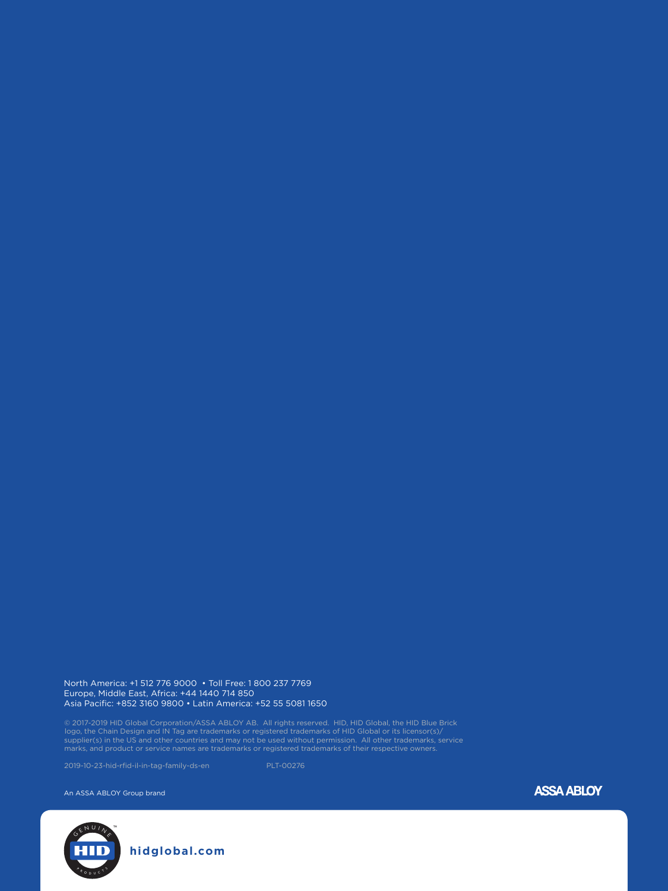North America: +1 512 776 9000 • Toll Free: 1 800 237 7769
Europe, Middle East, Africa: +44 1440 714 850
Asia Pacific: +852 3160 9800 • Latin America: +52 55 5081 1650

© 2017-2019 HID Global Corporation/ASSA ABLOY AB. All rights reserved. HID, HID Global, the HID Blue Brick logo, the Chain Design and IN Tag are trademarks or registered trademarks of HID Global or its licensor(s)/supplier(s) in the US and other countries and may not be used without permission. All other trademarks, service marks, and product or service names are trademarks or registered trademarks of their respective owners.

2019-10-23-hid-rfid-il-in-tag-family-ds-en PLT-00276

An ASSA ABLOY Group brand

ASSA ABLOY

hidglobal.com